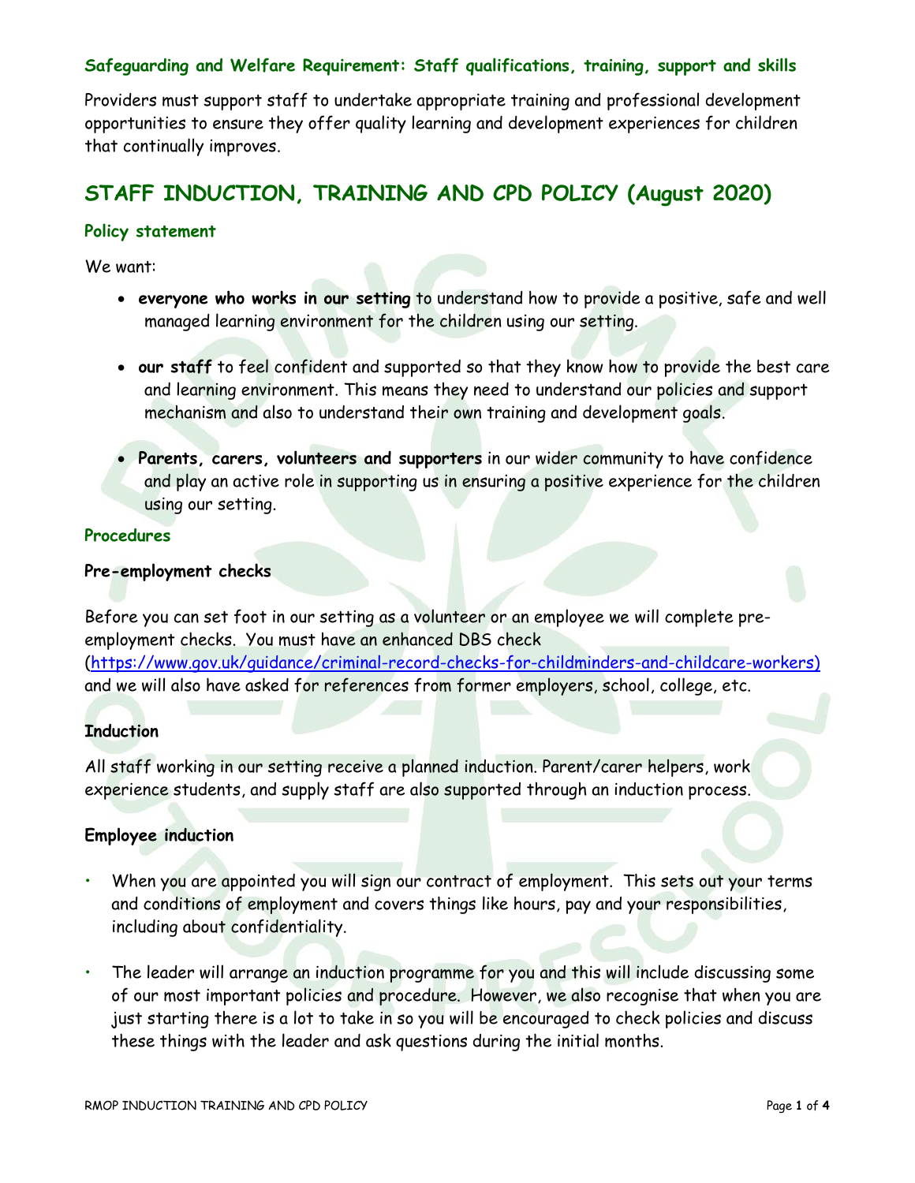### Safeguarding and Welfare Requirement: Staff qualifications, training, support and skills

Providers must support staff to undertake appropriate training and professional development opportunities to ensure they offer quality learning and development experiences for children that continually improves.

# STAFF INDUCTION, TRAINING AND CPD POLICY (August 2020)

### Policy statement

We want:

- **everyone who works in our setting** to understand how to provide a positive, safe and well managed learning environment for the children using our setting.
- **our staff** to feel confident and supported so that they know how to provide the best care and learning environment. This means they need to understand our policies and support mechanism and also to understand their own training and development goals.
- **Parents, carers, volunteers and supporters** in our wider community to have confidence and play an active role in supporting us in ensuring a positive experience for the children using our setting.

### Procedures

**Pre-employment checks**

Before you can set foot in our setting as a volunteer or an employee we will complete pre-employment checks. You must have an enhanced DBS check (https://www.gov.uk/guidance/criminal-record-checks-for-childminders-and-childcare-workers) and we will also have asked for references from former employers, school, college, etc.

**Induction**

All staff working in our setting receive a planned induction. Parent/carer helpers, work experience students, and supply staff are also supported through an induction process.

**Employee induction**

- When you are appointed you will sign our contract of employment. This sets out your terms and conditions of employment and covers things like hours, pay and your responsibilities, including about confidentiality.
- The leader will arrange an induction programme for you and this will include discussing some of our most important policies and procedure. However, we also recognise that when you are just starting there is a lot to take in so you will be encouraged to check policies and discuss these things with the leader and ask questions during the initial months.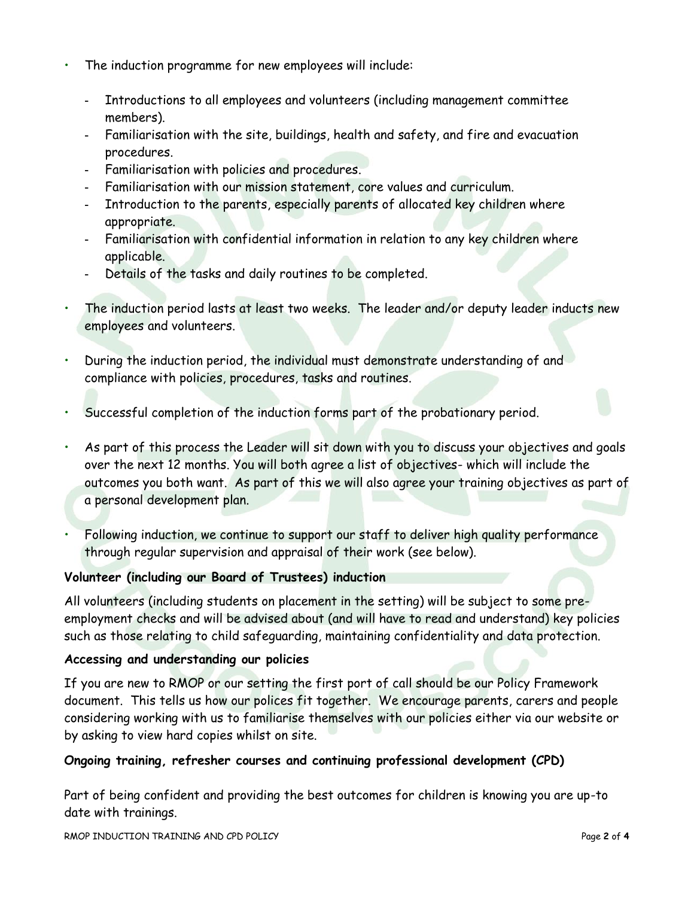- The induction programme for new employees will include:
  - Introductions to all employees and volunteers (including management committee members).
  - Familiarisation with the site, buildings, health and safety, and fire and evacuation procedures.
  - Familiarisation with policies and procedures.
  - Familiarisation with our mission statement, core values and curriculum.
  - Introduction to the parents, especially parents of allocated key children where appropriate.
  - Familiarisation with confidential information in relation to any key children where applicable.
  - Details of the tasks and daily routines to be completed.
- The induction period lasts at least two weeks. The leader and/or deputy leader inducts new employees and volunteers.
- During the induction period, the individual must demonstrate understanding of and compliance with policies, procedures, tasks and routines.
- Successful completion of the induction forms part of the probationary period.
- As part of this process the Leader will sit down with you to discuss your objectives and goals over the next 12 months. You will both agree a list of objectives- which will include the outcomes you both want. As part of this we will also agree your training objectives as part of a personal development plan.
- Following induction, we continue to support our staff to deliver high quality performance through regular supervision and appraisal of their work (see below).

**Volunteer (including our Board of Trustees) induction**

All volunteers (including students on placement in the setting) will be subject to some pre-employment checks and will be advised about (and will have to read and understand) key policies such as those relating to child safeguarding, maintaining confidentiality and data protection.

**Accessing and understanding our policies**

If you are new to RMOP or our setting the first port of call should be our Policy Framework document. This tells us how our polices fit together. We encourage parents, carers and people considering working with us to familiarise themselves with our policies either via our website or by asking to view hard copies whilst on site.

**Ongoing training, refresher courses and continuing professional development (CPD)**

Part of being confident and providing the best outcomes for children is knowing you are up-to date with trainings.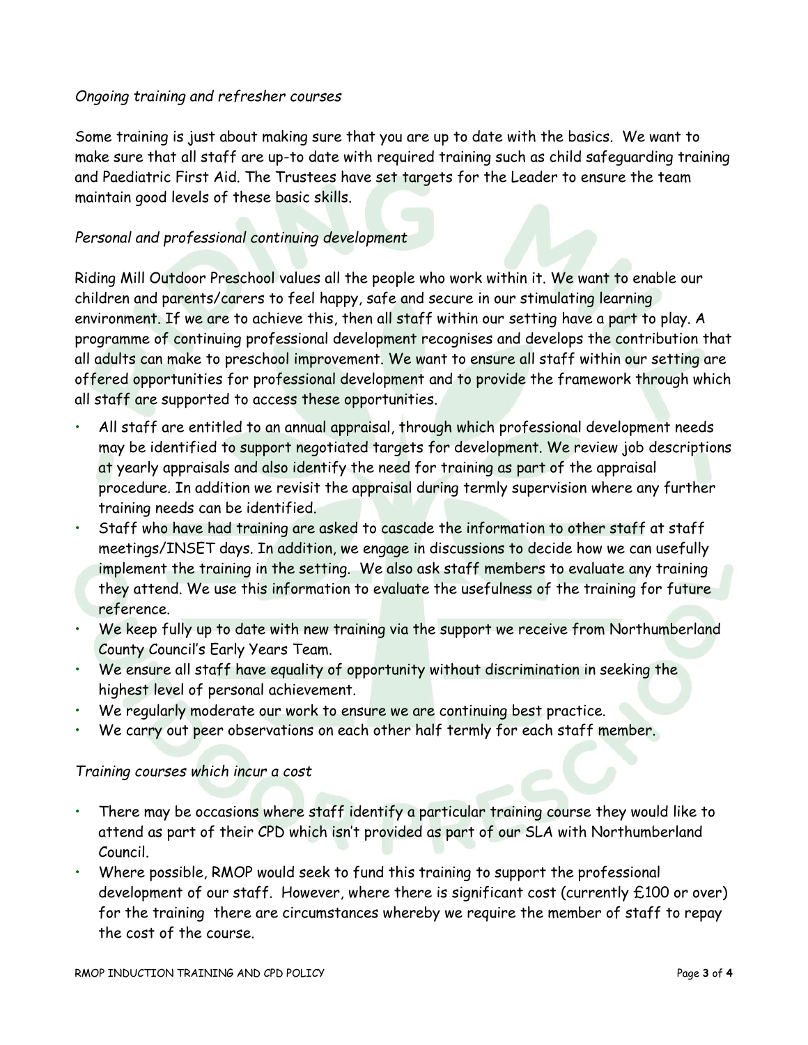*Ongoing training and refresher courses*

Some training is just about making sure that you are up to date with the basics. We want to make sure that all staff are up-to date with required training such as child safeguarding training and Paediatric First Aid. The Trustees have set targets for the Leader to ensure the team maintain good levels of these basic skills.

*Personal and professional continuing development*

Riding Mill Outdoor Preschool values all the people who work within it. We want to enable our children and parents/carers to feel happy, safe and secure in our stimulating learning environment. If we are to achieve this, then all staff within our setting have a part to play. A programme of continuing professional development recognises and develops the contribution that all adults can make to preschool improvement. We want to ensure all staff within our setting are offered opportunities for professional development and to provide the framework through which all staff are supported to access these opportunities.

- All staff are entitled to an annual appraisal, through which professional development needs may be identified to support negotiated targets for development. We review job descriptions at yearly appraisals and also identify the need for training as part of the appraisal procedure. In addition we revisit the appraisal during termly supervision where any further training needs can be identified.
- Staff who have had training are asked to cascade the information to other staff at staff meetings/INSET days. In addition, we engage in discussions to decide how we can usefully implement the training in the setting. We also ask staff members to evaluate any training they attend. We use this information to evaluate the usefulness of the training for future reference.
- We keep fully up to date with new training via the support we receive from Northumberland County Council's Early Years Team.
- We ensure all staff have equality of opportunity without discrimination in seeking the highest level of personal achievement.
- We regularly moderate our work to ensure we are continuing best practice.
- We carry out peer observations on each other half termly for each staff member.

*Training courses which incur a cost*

- There may be occasions where staff identify a particular training course they would like to attend as part of their CPD which isn't provided as part of our SLA with Northumberland Council.
- Where possible, RMOP would seek to fund this training to support the professional development of our staff. However, where there is significant cost (currently £100 or over) for the training there are circumstances whereby we require the member of staff to repay the cost of the course.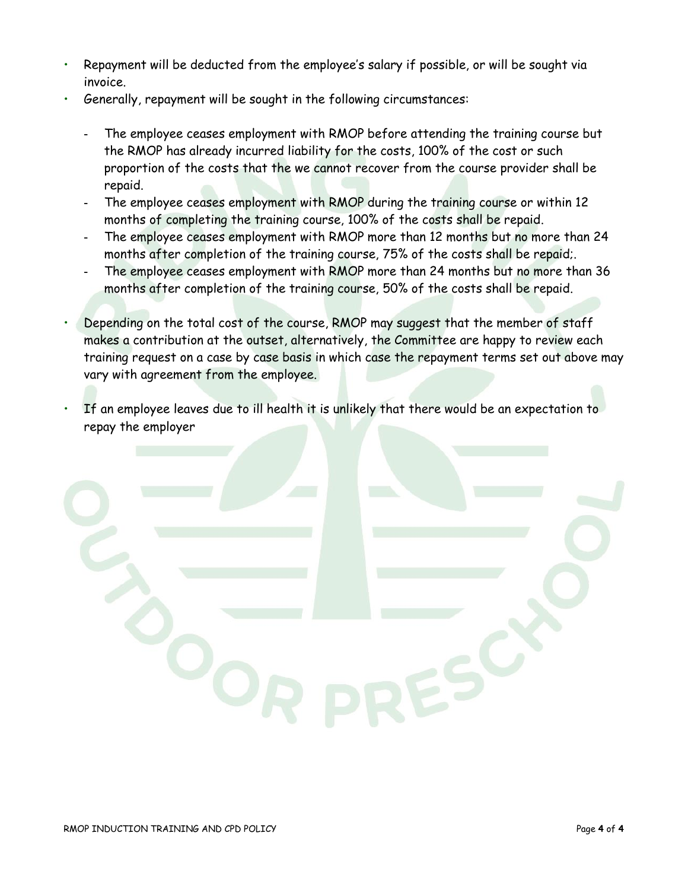- Repayment will be deducted from the employee's salary if possible, or will be sought via invoice.
- Generally, repayment will be sought in the following circumstances:
  - The employee ceases employment with RMOP before attending the training course but the RMOP has already incurred liability for the costs, 100% of the cost or such proportion of the costs that the we cannot recover from the course provider shall be repaid.
  - The employee ceases employment with RMOP during the training course or within 12 months of completing the training course, 100% of the costs shall be repaid.
  - The employee ceases employment with RMOP more than 12 months but no more than 24 months after completion of the training course, 75% of the costs shall be repaid;.
  - The employee ceases employment with RMOP more than 24 months but no more than 36 months after completion of the training course, 50% of the costs shall be repaid.
- Depending on the total cost of the course, RMOP may suggest that the member of staff makes a contribution at the outset, alternatively, the Committee are happy to review each training request on a case by case basis in which case the repayment terms set out above may vary with agreement from the employee.
- If an employee leaves due to ill health it is unlikely that there would be an expectation to repay the employer